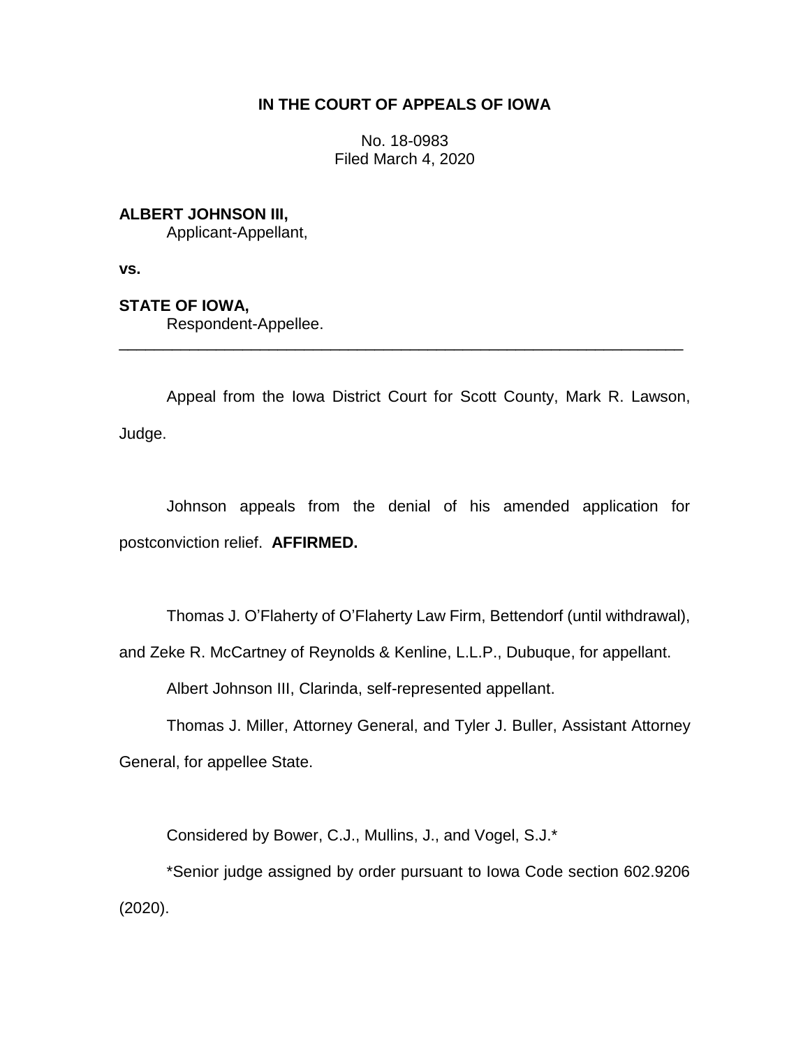**IN THE COURT OF APPEALS OF IOWA**

No. 18-0983
Filed March 4, 2020

**ALBERT JOHNSON III,**
Applicant-Appellant,

**vs.**

**STATE OF IOWA,**
Respondent-Appellee.

---

Appeal from the Iowa District Court for Scott County, Mark R. Lawson, Judge.

Johnson appeals from the denial of his amended application for postconviction relief. **AFFIRMED.**

Thomas J. O'Flaherty of O'Flaherty Law Firm, Bettendorf (until withdrawal), and Zeke R. McCartney of Reynolds & Kenline, L.L.P., Dubuque, for appellant.

Albert Johnson III, Clarinda, self-represented appellant.

Thomas J. Miller, Attorney General, and Tyler J. Buller, Assistant Attorney General, for appellee State.

Considered by Bower, C.J., Mullins, J., and Vogel, S.J.*

*Senior judge assigned by order pursuant to Iowa Code section 602.9206 (2020).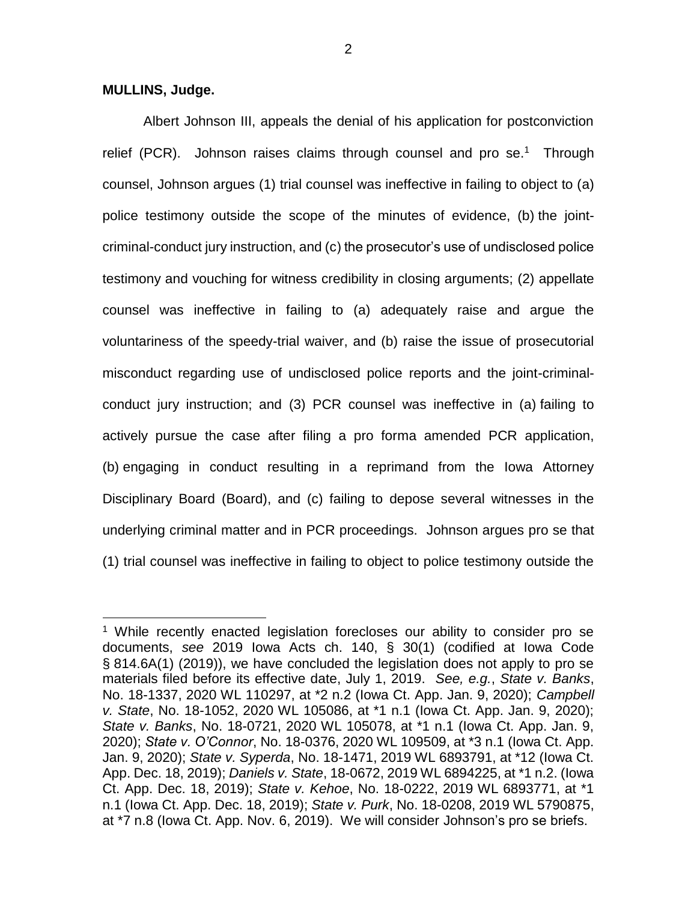**MULLINS, Judge.**

Albert Johnson III, appeals the denial of his application for postconviction relief (PCR). Johnson raises claims through counsel and pro se.[1] Through counsel, Johnson argues (1) trial counsel was ineffective in failing to object to (a) police testimony outside the scope of the minutes of evidence, (b) the joint-criminal-conduct jury instruction, and (c) the prosecutor's use of undisclosed police testimony and vouching for witness credibility in closing arguments; (2) appellate counsel was ineffective in failing to (a) adequately raise and argue the voluntariness of the speedy-trial waiver, and (b) raise the issue of prosecutorial misconduct regarding use of undisclosed police reports and the joint-criminal-conduct jury instruction; and (3) PCR counsel was ineffective in (a) failing to actively pursue the case after filing a pro forma amended PCR application, (b) engaging in conduct resulting in a reprimand from the Iowa Attorney Disciplinary Board (Board), and (c) failing to depose several witnesses in the underlying criminal matter and in PCR proceedings. Johnson argues pro se that (1) trial counsel was ineffective in failing to object to police testimony outside the

---

[1] While recently enacted legislation forecloses our ability to consider pro se documents, *see* 2019 Iowa Acts ch. 140, § 30(1) (codified at Iowa Code § 814.6A(1) (2019)), we have concluded the legislation does not apply to pro se materials filed before its effective date, July 1, 2019. *See, e.g.*, *State v. Banks*, No. 18-1337, 2020 WL 110297, at *2 n.2 (Iowa Ct. App. Jan. 9, 2020); *Campbell v. State*, No. 18-1052, 2020 WL 105086, at *1 n.1 (Iowa Ct. App. Jan. 9, 2020); *State v. Banks*, No. 18-0721, 2020 WL 105078, at *1 n.1 (Iowa Ct. App. Jan. 9, 2020); *State v. O'Connor*, No. 18-0376, 2020 WL 109509, at *3 n.1 (Iowa Ct. App. Jan. 9, 2020); *State v. Syperda*, No. 18-1471, 2019 WL 6893791, at *12 (Iowa Ct. App. Dec. 18, 2019); *Daniels v. State*, 18-0672, 2019 WL 6894225, at *1 n.2. (Iowa Ct. App. Dec. 18, 2019); *State v. Kehoe*, No. 18-0222, 2019 WL 6893771, at *1 n.1 (Iowa Ct. App. Dec. 18, 2019); *State v. Purk*, No. 18-0208, 2019 WL 5790875, at *7 n.8 (Iowa Ct. App. Nov. 6, 2019). We will consider Johnson's pro se briefs.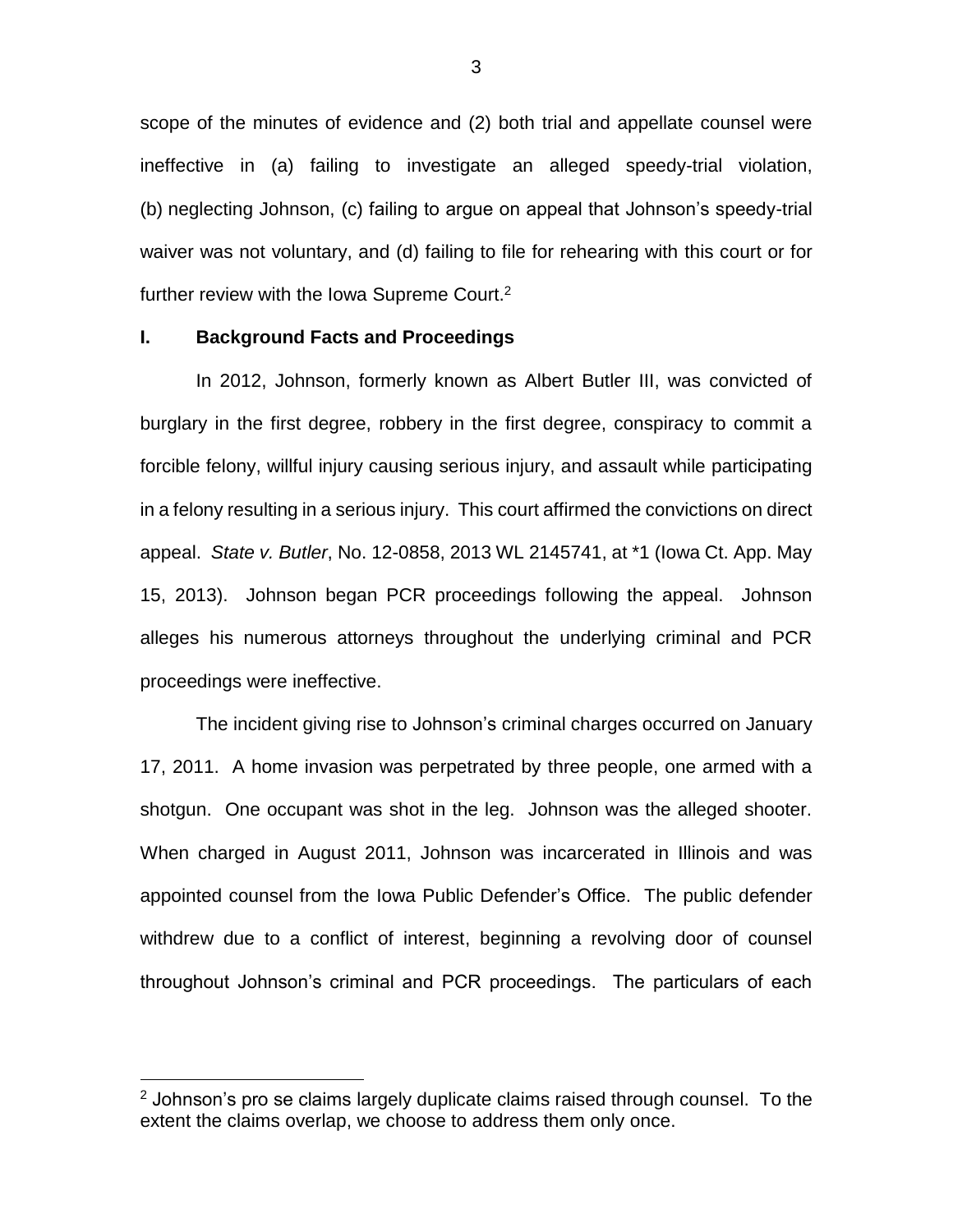scope of the minutes of evidence and (2) both trial and appellate counsel were ineffective in (a) failing to investigate an alleged speedy-trial violation, (b) neglecting Johnson, (c) failing to argue on appeal that Johnson's speedy-trial waiver was not voluntary, and (d) failing to file for rehearing with this court or for further review with the Iowa Supreme Court.[2]

## I. Background Facts and Proceedings

In 2012, Johnson, formerly known as Albert Butler III, was convicted of burglary in the first degree, robbery in the first degree, conspiracy to commit a forcible felony, willful injury causing serious injury, and assault while participating in a felony resulting in a serious injury. This court affirmed the convictions on direct appeal. *State v. Butler*, No. 12-0858, 2013 WL 2145741, at *1 (Iowa Ct. App. May 15, 2013). Johnson began PCR proceedings following the appeal. Johnson alleges his numerous attorneys throughout the underlying criminal and PCR proceedings were ineffective.

The incident giving rise to Johnson's criminal charges occurred on January 17, 2011. A home invasion was perpetrated by three people, one armed with a shotgun. One occupant was shot in the leg. Johnson was the alleged shooter. When charged in August 2011, Johnson was incarcerated in Illinois and was appointed counsel from the Iowa Public Defender's Office. The public defender withdrew due to a conflict of interest, beginning a revolving door of counsel throughout Johnson's criminal and PCR proceedings. The particulars of each

---

[2] Johnson's pro se claims largely duplicate claims raised through counsel. To the extent the claims overlap, we choose to address them only once.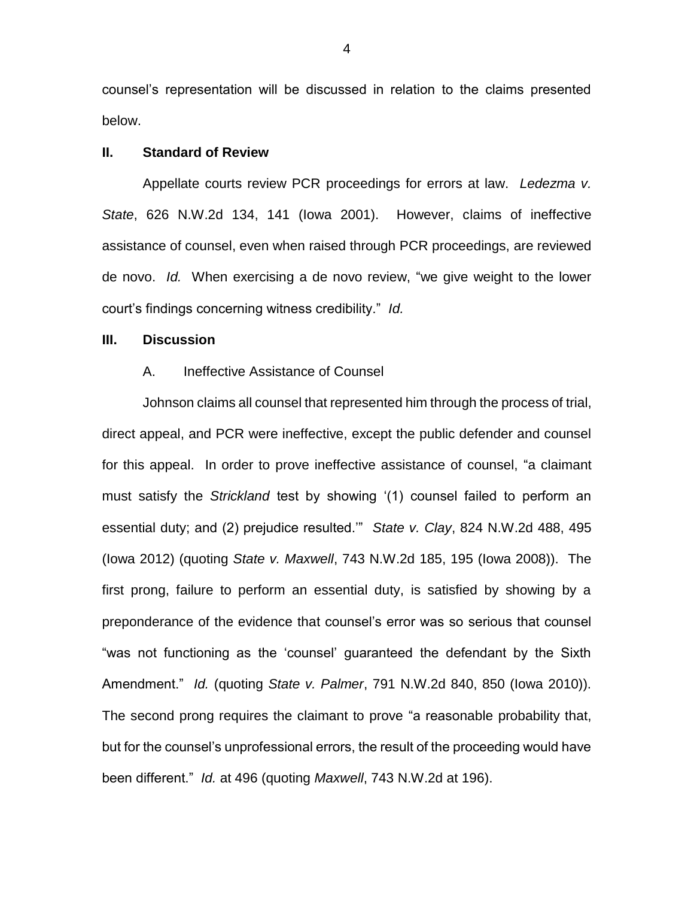counsel's representation will be discussed in relation to the claims presented below.

## II. Standard of Review

Appellate courts review PCR proceedings for errors at law. *Ledezma v. State*, 626 N.W.2d 134, 141 (Iowa 2001). However, claims of ineffective assistance of counsel, even when raised through PCR proceedings, are reviewed de novo. *Id.* When exercising a de novo review, "we give weight to the lower court's findings concerning witness credibility." *Id.*

## III. Discussion

### A. Ineffective Assistance of Counsel

Johnson claims all counsel that represented him through the process of trial, direct appeal, and PCR were ineffective, except the public defender and counsel for this appeal. In order to prove ineffective assistance of counsel, "a claimant must satisfy the *Strickland* test by showing '(1) counsel failed to perform an essential duty; and (2) prejudice resulted.'" *State v. Clay*, 824 N.W.2d 488, 495 (Iowa 2012) (quoting *State v. Maxwell*, 743 N.W.2d 185, 195 (Iowa 2008)). The first prong, failure to perform an essential duty, is satisfied by showing by a preponderance of the evidence that counsel's error was so serious that counsel "was not functioning as the 'counsel' guaranteed the defendant by the Sixth Amendment." *Id.* (quoting *State v. Palmer*, 791 N.W.2d 840, 850 (Iowa 2010)). The second prong requires the claimant to prove "a reasonable probability that, but for the counsel's unprofessional errors, the result of the proceeding would have been different." *Id.* at 496 (quoting *Maxwell*, 743 N.W.2d at 196).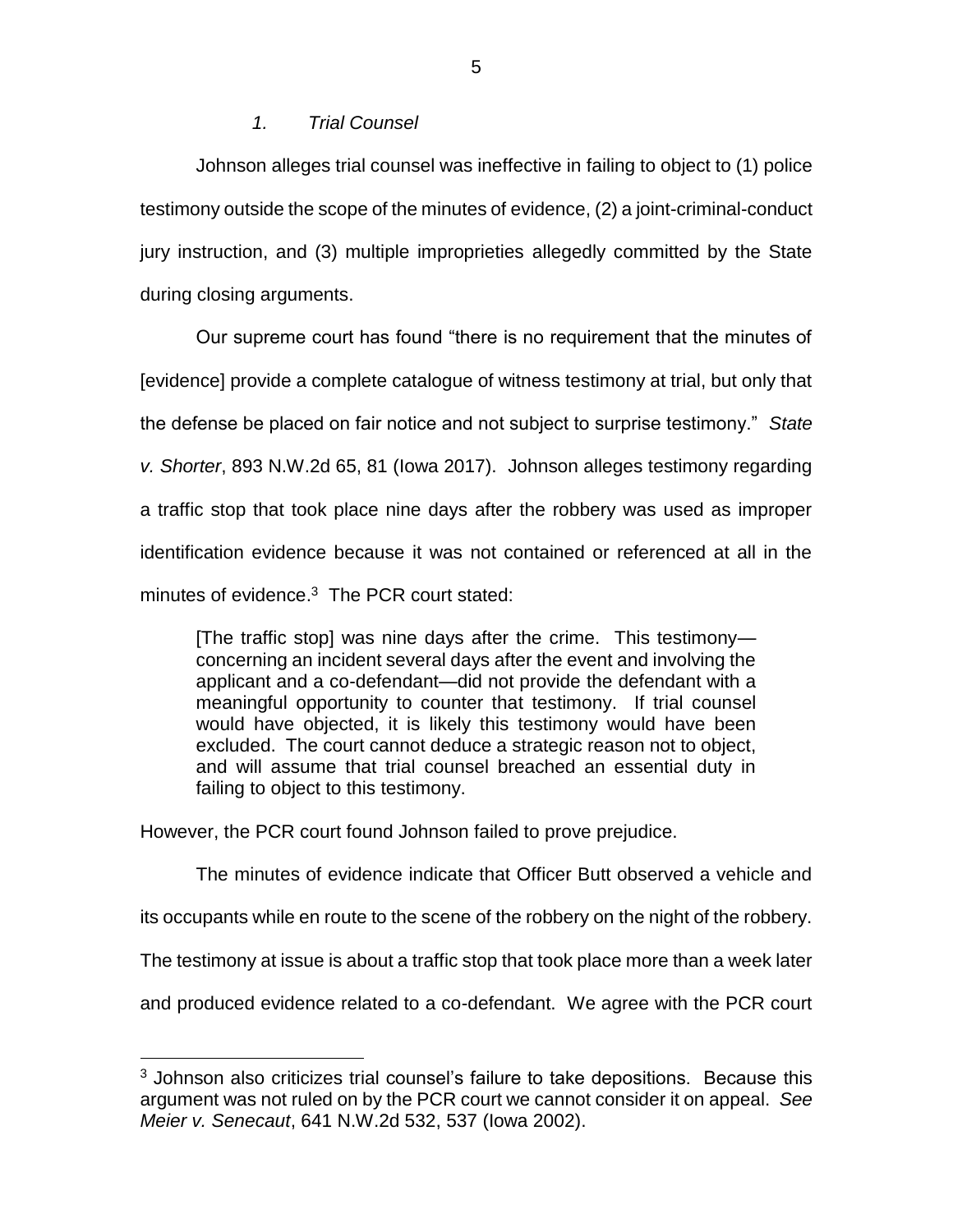*1. Trial Counsel*

Johnson alleges trial counsel was ineffective in failing to object to (1) police testimony outside the scope of the minutes of evidence, (2) a joint-criminal-conduct jury instruction, and (3) multiple improprieties allegedly committed by the State during closing arguments.

Our supreme court has found "there is no requirement that the minutes of [evidence] provide a complete catalogue of witness testimony at trial, but only that the defense be placed on fair notice and not subject to surprise testimony." *State v. Shorter*, 893 N.W.2d 65, 81 (Iowa 2017). Johnson alleges testimony regarding a traffic stop that took place nine days after the robbery was used as improper identification evidence because it was not contained or referenced at all in the minutes of evidence.[3] The PCR court stated:

> [The traffic stop] was nine days after the crime. This testimony—concerning an incident several days after the event and involving the applicant and a co-defendant—did not provide the defendant with a meaningful opportunity to counter that testimony. If trial counsel would have objected, it is likely this testimony would have been excluded. The court cannot deduce a strategic reason not to object, and will assume that trial counsel breached an essential duty in failing to object to this testimony.

However, the PCR court found Johnson failed to prove prejudice.

The minutes of evidence indicate that Officer Butt observed a vehicle and its occupants while en route to the scene of the robbery on the night of the robbery. The testimony at issue is about a traffic stop that took place more than a week later and produced evidence related to a co-defendant. We agree with the PCR court

---

[3] Johnson also criticizes trial counsel's failure to take depositions. Because this argument was not ruled on by the PCR court we cannot consider it on appeal. *See Meier v. Senecaut*, 641 N.W.2d 532, 537 (Iowa 2002).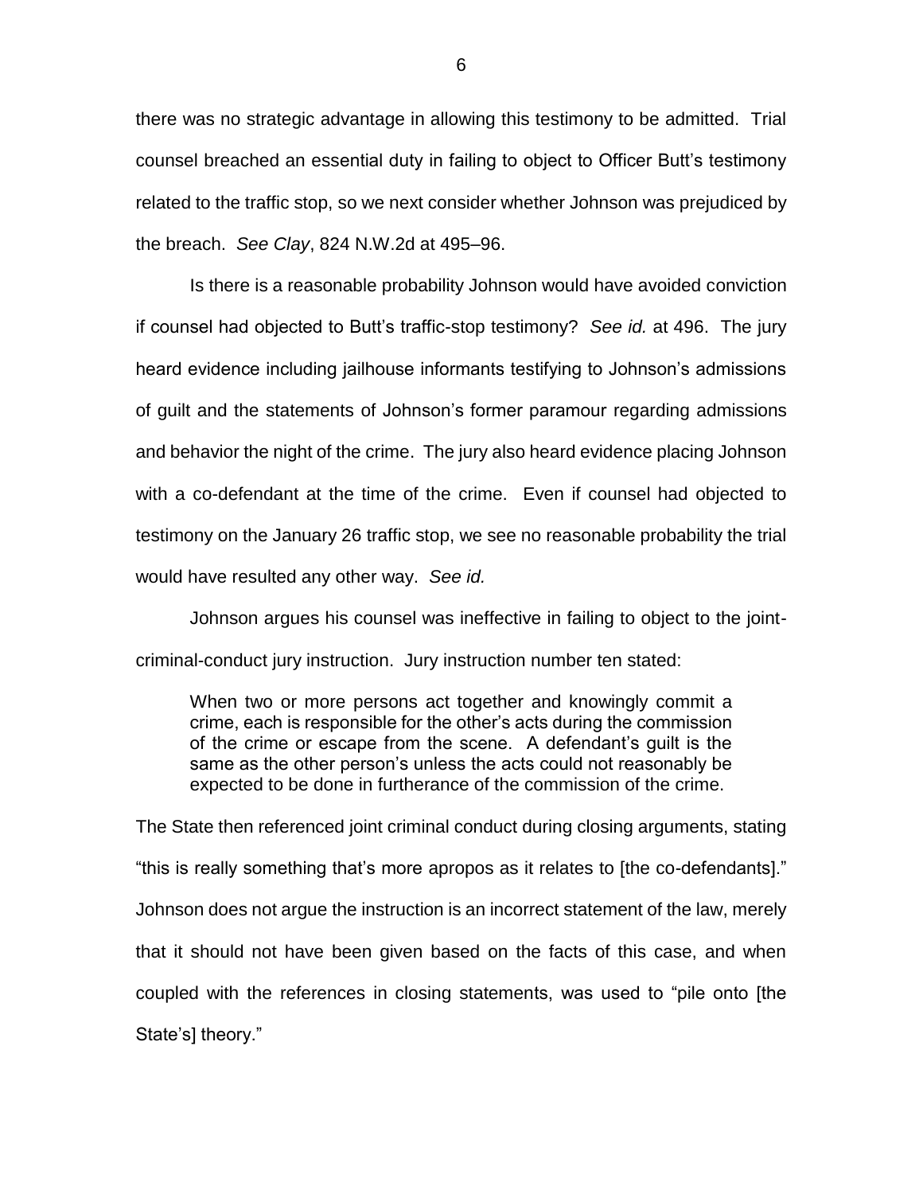there was no strategic advantage in allowing this testimony to be admitted. Trial counsel breached an essential duty in failing to object to Officer Butt's testimony related to the traffic stop, so we next consider whether Johnson was prejudiced by the breach. *See Clay*, 824 N.W.2d at 495–96.

Is there is a reasonable probability Johnson would have avoided conviction if counsel had objected to Butt's traffic-stop testimony? *See id.* at 496. The jury heard evidence including jailhouse informants testifying to Johnson's admissions of guilt and the statements of Johnson's former paramour regarding admissions and behavior the night of the crime. The jury also heard evidence placing Johnson with a co-defendant at the time of the crime. Even if counsel had objected to testimony on the January 26 traffic stop, we see no reasonable probability the trial would have resulted any other way. *See id.*

Johnson argues his counsel was ineffective in failing to object to the joint-criminal-conduct jury instruction. Jury instruction number ten stated:

> When two or more persons act together and knowingly commit a crime, each is responsible for the other's acts during the commission of the crime or escape from the scene. A defendant's guilt is the same as the other person's unless the acts could not reasonably be expected to be done in furtherance of the commission of the crime.

The State then referenced joint criminal conduct during closing arguments, stating "this is really something that's more apropos as it relates to [the co-defendants]." Johnson does not argue the instruction is an incorrect statement of the law, merely that it should not have been given based on the facts of this case, and when coupled with the references in closing statements, was used to "pile onto [the State's] theory."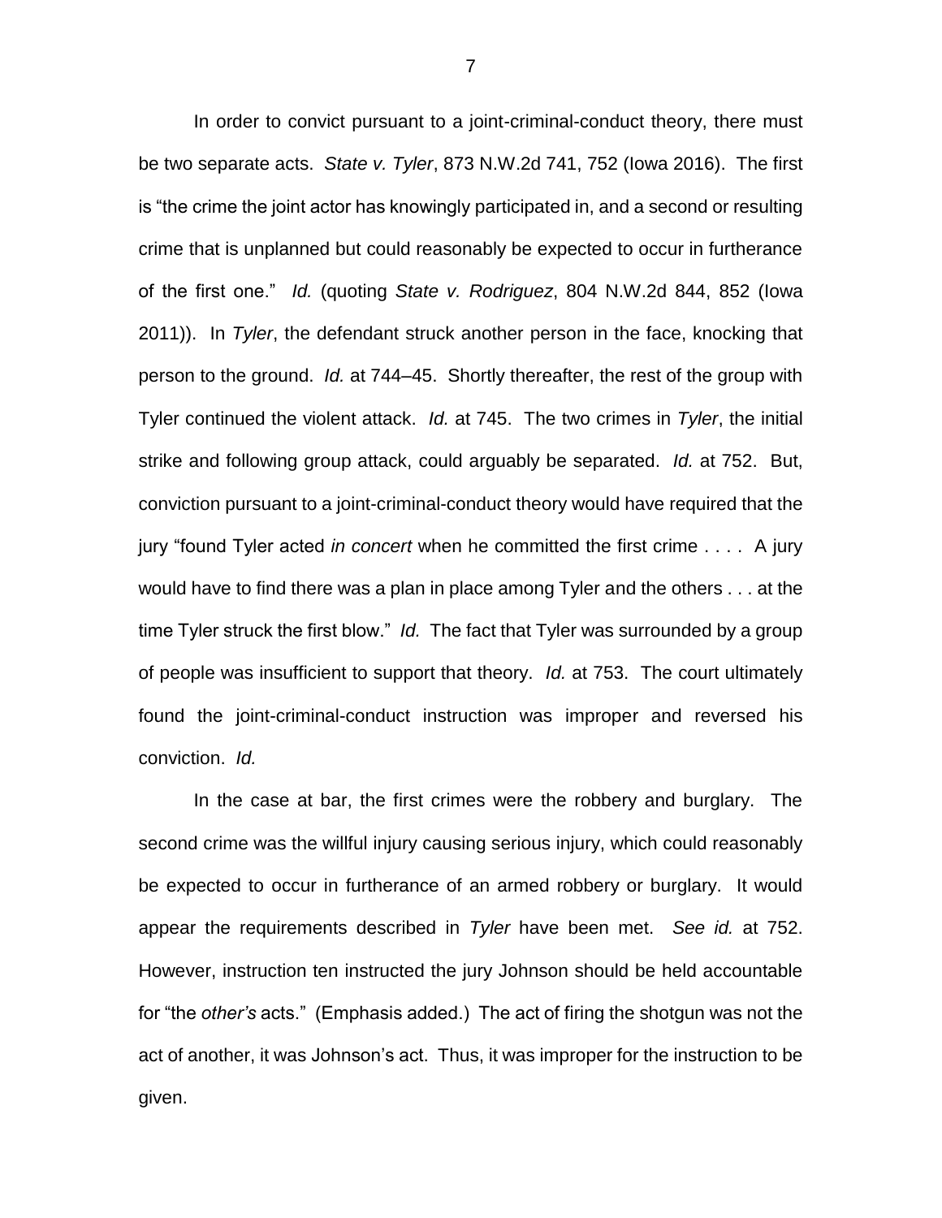In order to convict pursuant to a joint-criminal-conduct theory, there must be two separate acts. *State v. Tyler*, 873 N.W.2d 741, 752 (Iowa 2016). The first is "the crime the joint actor has knowingly participated in, and a second or resulting crime that is unplanned but could reasonably be expected to occur in furtherance of the first one." *Id.* (quoting *State v. Rodriguez*, 804 N.W.2d 844, 852 (Iowa 2011)). In *Tyler*, the defendant struck another person in the face, knocking that person to the ground. *Id.* at 744–45. Shortly thereafter, the rest of the group with Tyler continued the violent attack. *Id.* at 745. The two crimes in *Tyler*, the initial strike and following group attack, could arguably be separated. *Id.* at 752. But, conviction pursuant to a joint-criminal-conduct theory would have required that the jury "found Tyler acted *in concert* when he committed the first crime . . . . A jury would have to find there was a plan in place among Tyler and the others . . . at the time Tyler struck the first blow." *Id.* The fact that Tyler was surrounded by a group of people was insufficient to support that theory. *Id.* at 753. The court ultimately found the joint-criminal-conduct instruction was improper and reversed his conviction. *Id.*

In the case at bar, the first crimes were the robbery and burglary. The second crime was the willful injury causing serious injury, which could reasonably be expected to occur in furtherance of an armed robbery or burglary. It would appear the requirements described in *Tyler* have been met. *See id.* at 752. However, instruction ten instructed the jury Johnson should be held accountable for "the *other's* acts." (Emphasis added.) The act of firing the shotgun was not the act of another, it was Johnson's act. Thus, it was improper for the instruction to be given.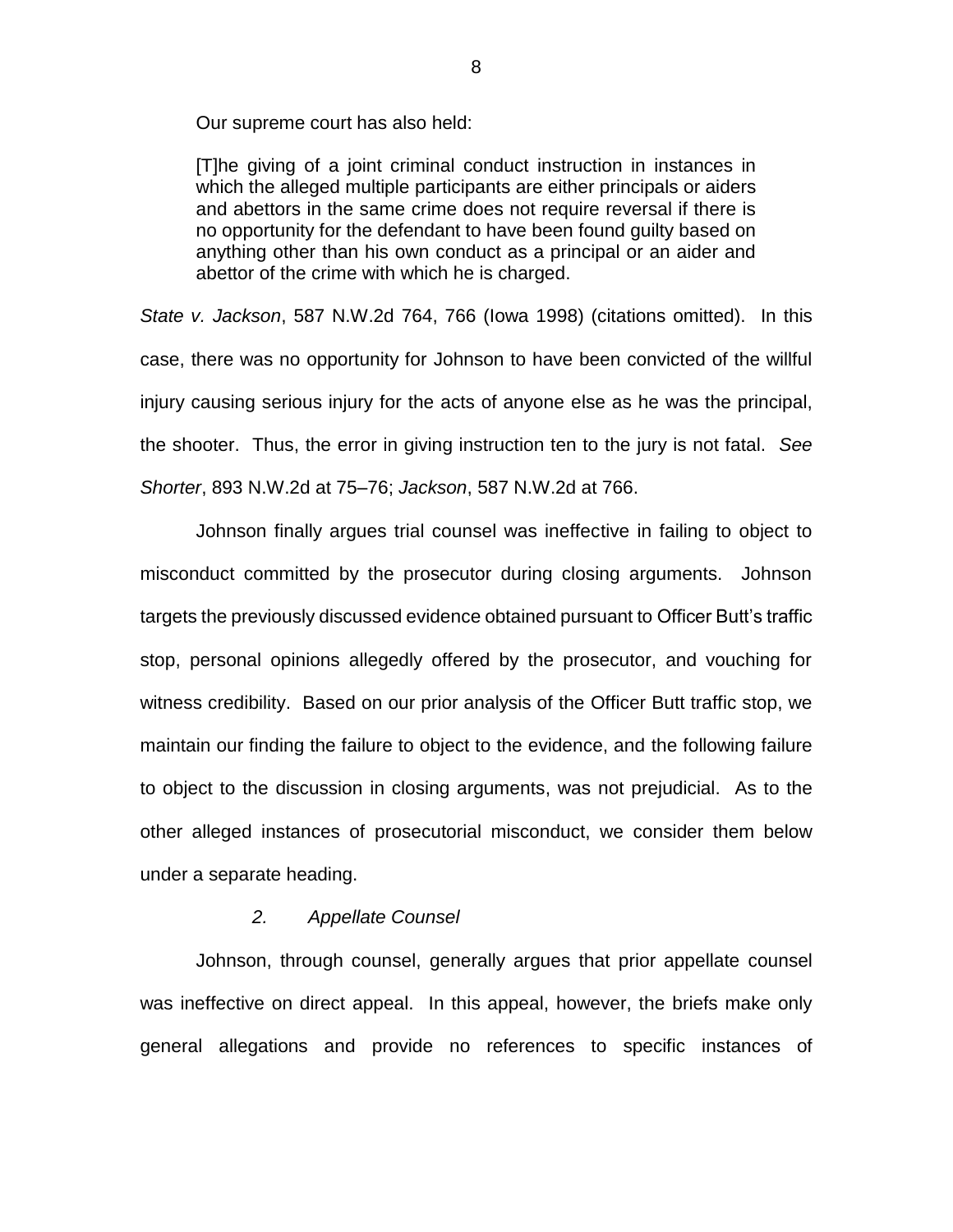Our supreme court has also held:

> [T]he giving of a joint criminal conduct instruction in instances in which the alleged multiple participants are either principals or aiders and abettors in the same crime does not require reversal if there is no opportunity for the defendant to have been found guilty based on anything other than his own conduct as a principal or an aider and abettor of the crime with which he is charged.

*State v. Jackson*, 587 N.W.2d 764, 766 (Iowa 1998) (citations omitted). In this case, there was no opportunity for Johnson to have been convicted of the willful injury causing serious injury for the acts of anyone else as he was the principal, the shooter. Thus, the error in giving instruction ten to the jury is not fatal. *See Shorter*, 893 N.W.2d at 75–76; *Jackson*, 587 N.W.2d at 766.

Johnson finally argues trial counsel was ineffective in failing to object to misconduct committed by the prosecutor during closing arguments. Johnson targets the previously discussed evidence obtained pursuant to Officer Butt's traffic stop, personal opinions allegedly offered by the prosecutor, and vouching for witness credibility. Based on our prior analysis of the Officer Butt traffic stop, we maintain our finding the failure to object to the evidence, and the following failure to object to the discussion in closing arguments, was not prejudicial. As to the other alleged instances of prosecutorial misconduct, we consider them below under a separate heading.

### *2. Appellate Counsel*

Johnson, through counsel, generally argues that prior appellate counsel was ineffective on direct appeal. In this appeal, however, the briefs make only general allegations and provide no references to specific instances of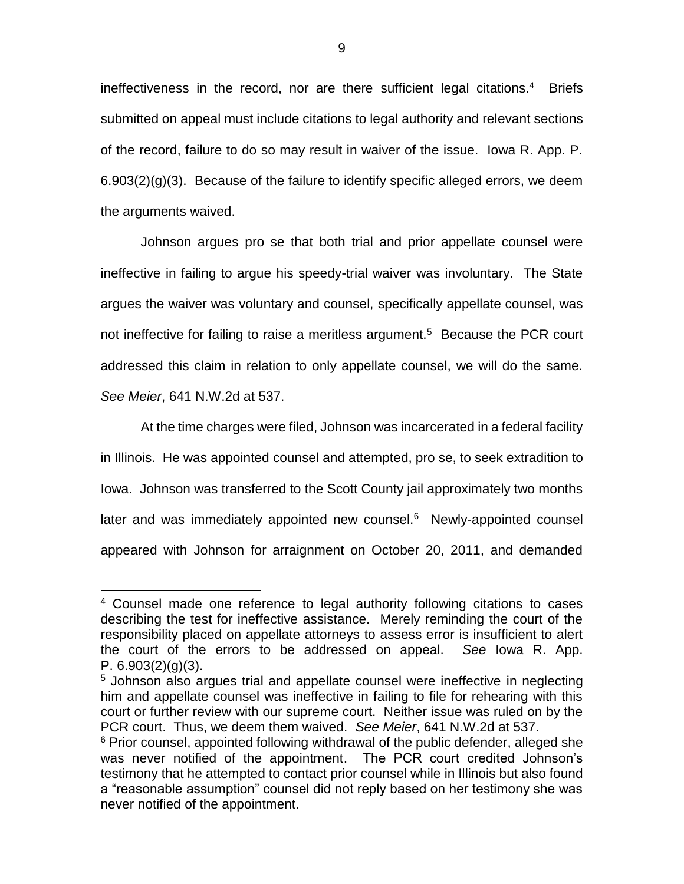ineffectiveness in the record, nor are there sufficient legal citations.[4] Briefs submitted on appeal must include citations to legal authority and relevant sections of the record, failure to do so may result in waiver of the issue. Iowa R. App. P. 6.903(2)(g)(3). Because of the failure to identify specific alleged errors, we deem the arguments waived.

Johnson argues pro se that both trial and prior appellate counsel were ineffective in failing to argue his speedy-trial waiver was involuntary. The State argues the waiver was voluntary and counsel, specifically appellate counsel, was not ineffective for failing to raise a meritless argument.[5] Because the PCR court addressed this claim in relation to only appellate counsel, we will do the same. *See Meier*, 641 N.W.2d at 537.

At the time charges were filed, Johnson was incarcerated in a federal facility in Illinois. He was appointed counsel and attempted, pro se, to seek extradition to Iowa. Johnson was transferred to the Scott County jail approximately two months later and was immediately appointed new counsel.[6] Newly-appointed counsel appeared with Johnson for arraignment on October 20, 2011, and demanded

---

[4] Counsel made one reference to legal authority following citations to cases describing the test for ineffective assistance. Merely reminding the court of the responsibility placed on appellate attorneys to assess error is insufficient to alert the court of the errors to be addressed on appeal. *See* Iowa R. App. P. 6.903(2)(g)(3).

[5] Johnson also argues trial and appellate counsel were ineffective in neglecting him and appellate counsel was ineffective in failing to file for rehearing with this court or further review with our supreme court. Neither issue was ruled on by the PCR court. Thus, we deem them waived. *See Meier*, 641 N.W.2d at 537.

[6] Prior counsel, appointed following withdrawal of the public defender, alleged she was never notified of the appointment. The PCR court credited Johnson's testimony that he attempted to contact prior counsel while in Illinois but also found a "reasonable assumption" counsel did not reply based on her testimony she was never notified of the appointment.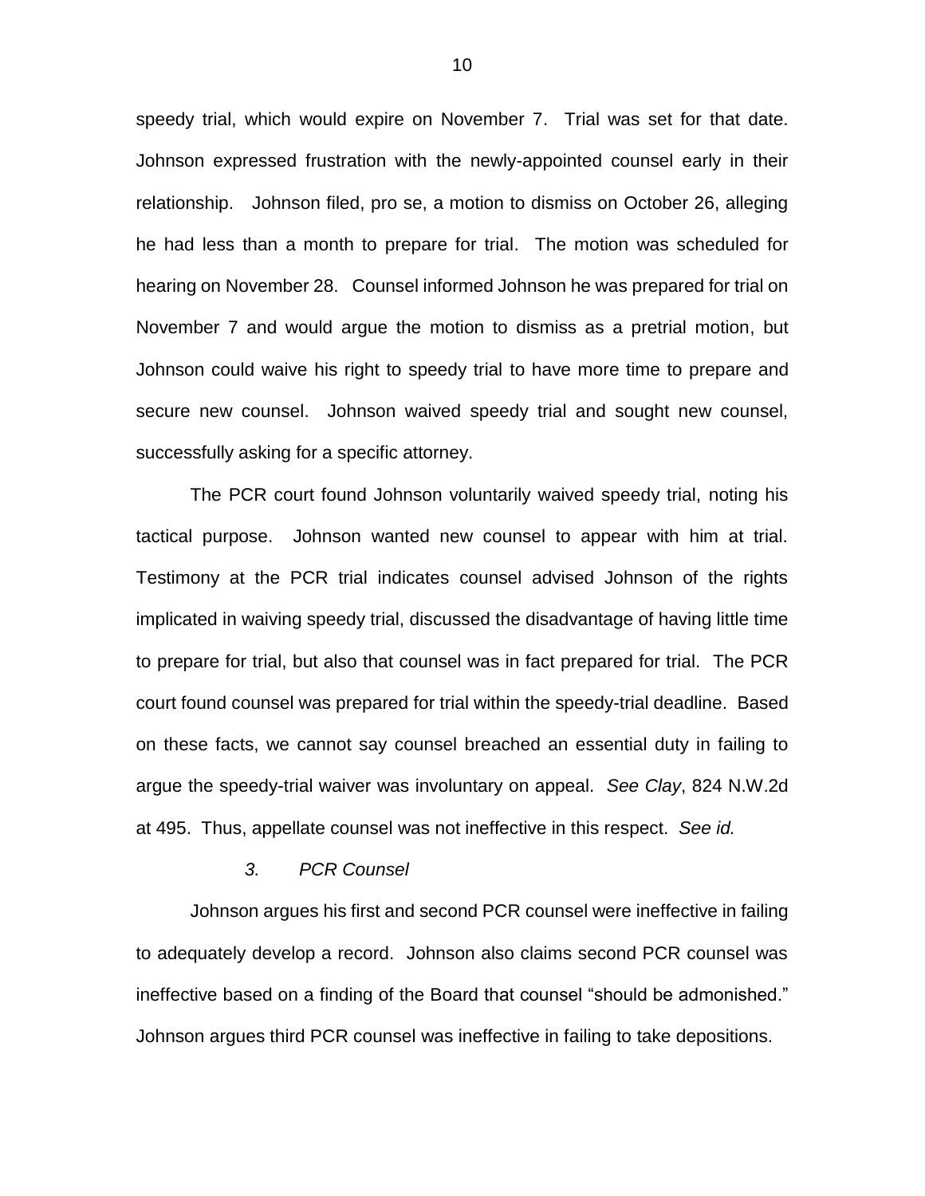speedy trial, which would expire on November 7. Trial was set for that date. Johnson expressed frustration with the newly-appointed counsel early in their relationship. Johnson filed, pro se, a motion to dismiss on October 26, alleging he had less than a month to prepare for trial. The motion was scheduled for hearing on November 28. Counsel informed Johnson he was prepared for trial on November 7 and would argue the motion to dismiss as a pretrial motion, but Johnson could waive his right to speedy trial to have more time to prepare and secure new counsel. Johnson waived speedy trial and sought new counsel, successfully asking for a specific attorney.

The PCR court found Johnson voluntarily waived speedy trial, noting his tactical purpose. Johnson wanted new counsel to appear with him at trial. Testimony at the PCR trial indicates counsel advised Johnson of the rights implicated in waiving speedy trial, discussed the disadvantage of having little time to prepare for trial, but also that counsel was in fact prepared for trial. The PCR court found counsel was prepared for trial within the speedy-trial deadline. Based on these facts, we cannot say counsel breached an essential duty in failing to argue the speedy-trial waiver was involuntary on appeal. *See Clay*, 824 N.W.2d at 495. Thus, appellate counsel was not ineffective in this respect. *See id.*

*3. PCR Counsel*

Johnson argues his first and second PCR counsel were ineffective in failing to adequately develop a record. Johnson also claims second PCR counsel was ineffective based on a finding of the Board that counsel "should be admonished." Johnson argues third PCR counsel was ineffective in failing to take depositions.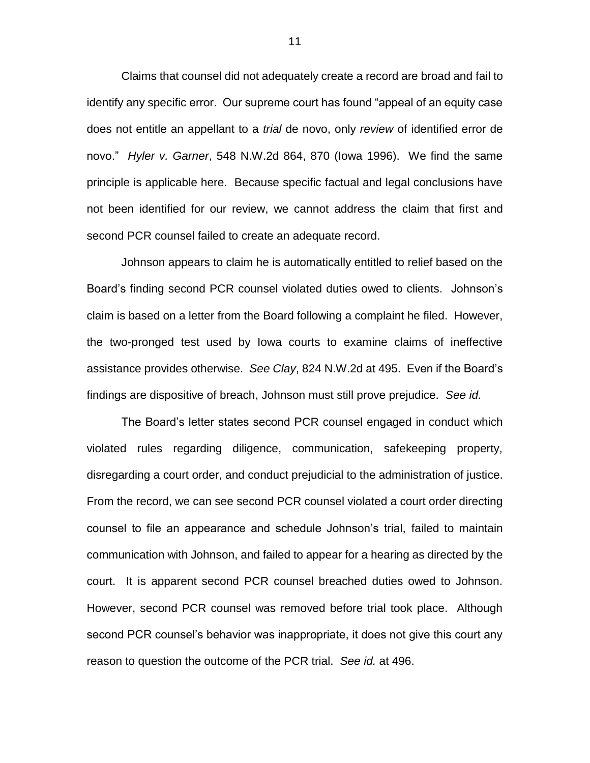Claims that counsel did not adequately create a record are broad and fail to identify any specific error. Our supreme court has found "appeal of an equity case does not entitle an appellant to a *trial* de novo, only *review* of identified error de novo." *Hyler v. Garner*, 548 N.W.2d 864, 870 (Iowa 1996). We find the same principle is applicable here. Because specific factual and legal conclusions have not been identified for our review, we cannot address the claim that first and second PCR counsel failed to create an adequate record.

Johnson appears to claim he is automatically entitled to relief based on the Board's finding second PCR counsel violated duties owed to clients. Johnson's claim is based on a letter from the Board following a complaint he filed. However, the two-pronged test used by Iowa courts to examine claims of ineffective assistance provides otherwise. *See Clay*, 824 N.W.2d at 495. Even if the Board's findings are dispositive of breach, Johnson must still prove prejudice. *See id.*

The Board's letter states second PCR counsel engaged in conduct which violated rules regarding diligence, communication, safekeeping property, disregarding a court order, and conduct prejudicial to the administration of justice. From the record, we can see second PCR counsel violated a court order directing counsel to file an appearance and schedule Johnson's trial, failed to maintain communication with Johnson, and failed to appear for a hearing as directed by the court. It is apparent second PCR counsel breached duties owed to Johnson. However, second PCR counsel was removed before trial took place. Although second PCR counsel's behavior was inappropriate, it does not give this court any reason to question the outcome of the PCR trial. *See id.* at 496.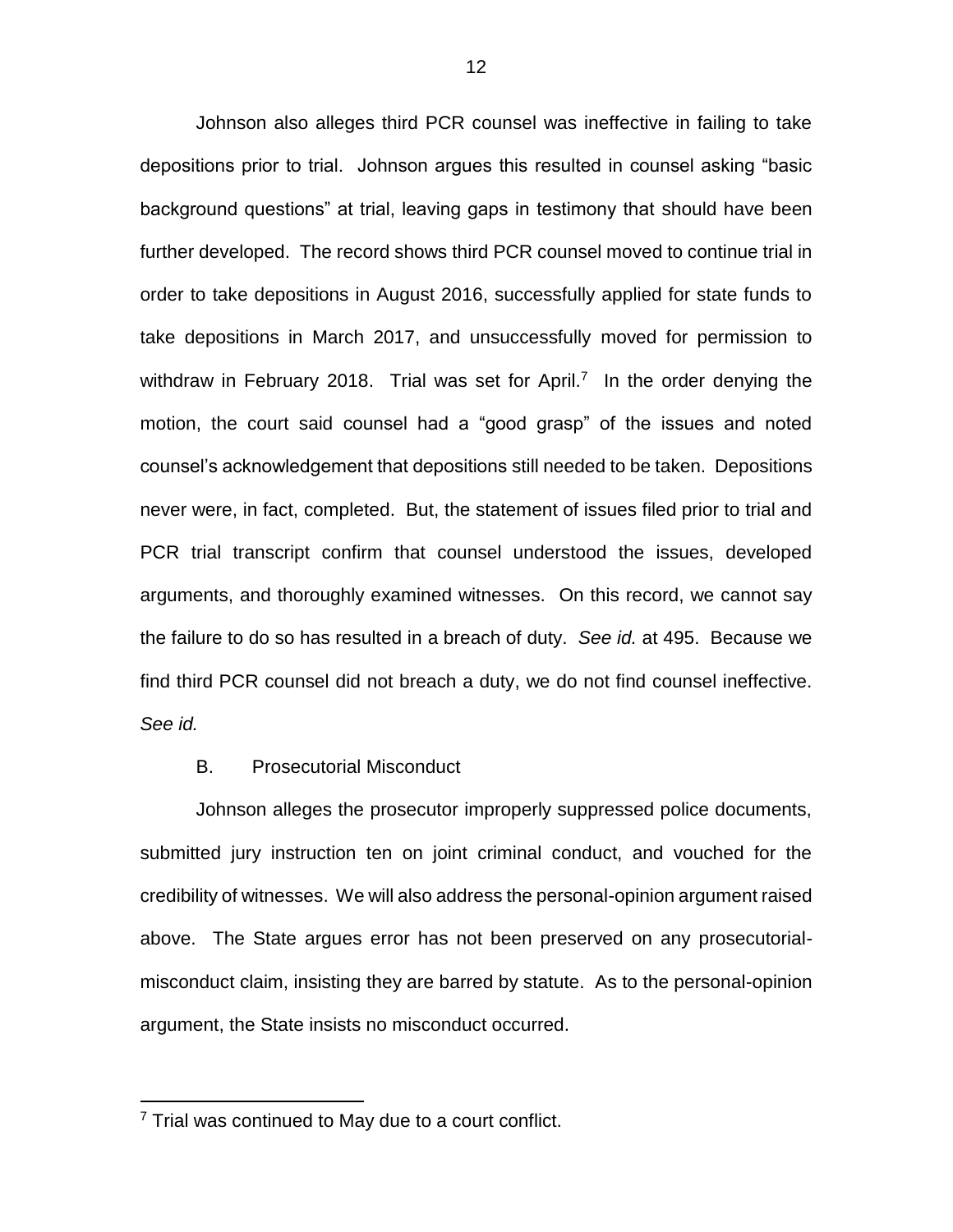Johnson also alleges third PCR counsel was ineffective in failing to take depositions prior to trial. Johnson argues this resulted in counsel asking "basic background questions" at trial, leaving gaps in testimony that should have been further developed. The record shows third PCR counsel moved to continue trial in order to take depositions in August 2016, successfully applied for state funds to take depositions in March 2017, and unsuccessfully moved for permission to withdraw in February 2018. Trial was set for April.[7] In the order denying the motion, the court said counsel had a "good grasp" of the issues and noted counsel's acknowledgement that depositions still needed to be taken. Depositions never were, in fact, completed. But, the statement of issues filed prior to trial and PCR trial transcript confirm that counsel understood the issues, developed arguments, and thoroughly examined witnesses. On this record, we cannot say the failure to do so has resulted in a breach of duty. *See id.* at 495. Because we find third PCR counsel did not breach a duty, we do not find counsel ineffective. *See id.*

B. Prosecutorial Misconduct

Johnson alleges the prosecutor improperly suppressed police documents, submitted jury instruction ten on joint criminal conduct, and vouched for the credibility of witnesses. We will also address the personal-opinion argument raised above. The State argues error has not been preserved on any prosecutorial-misconduct claim, insisting they are barred by statute. As to the personal-opinion argument, the State insists no misconduct occurred.

[7] Trial was continued to May due to a court conflict.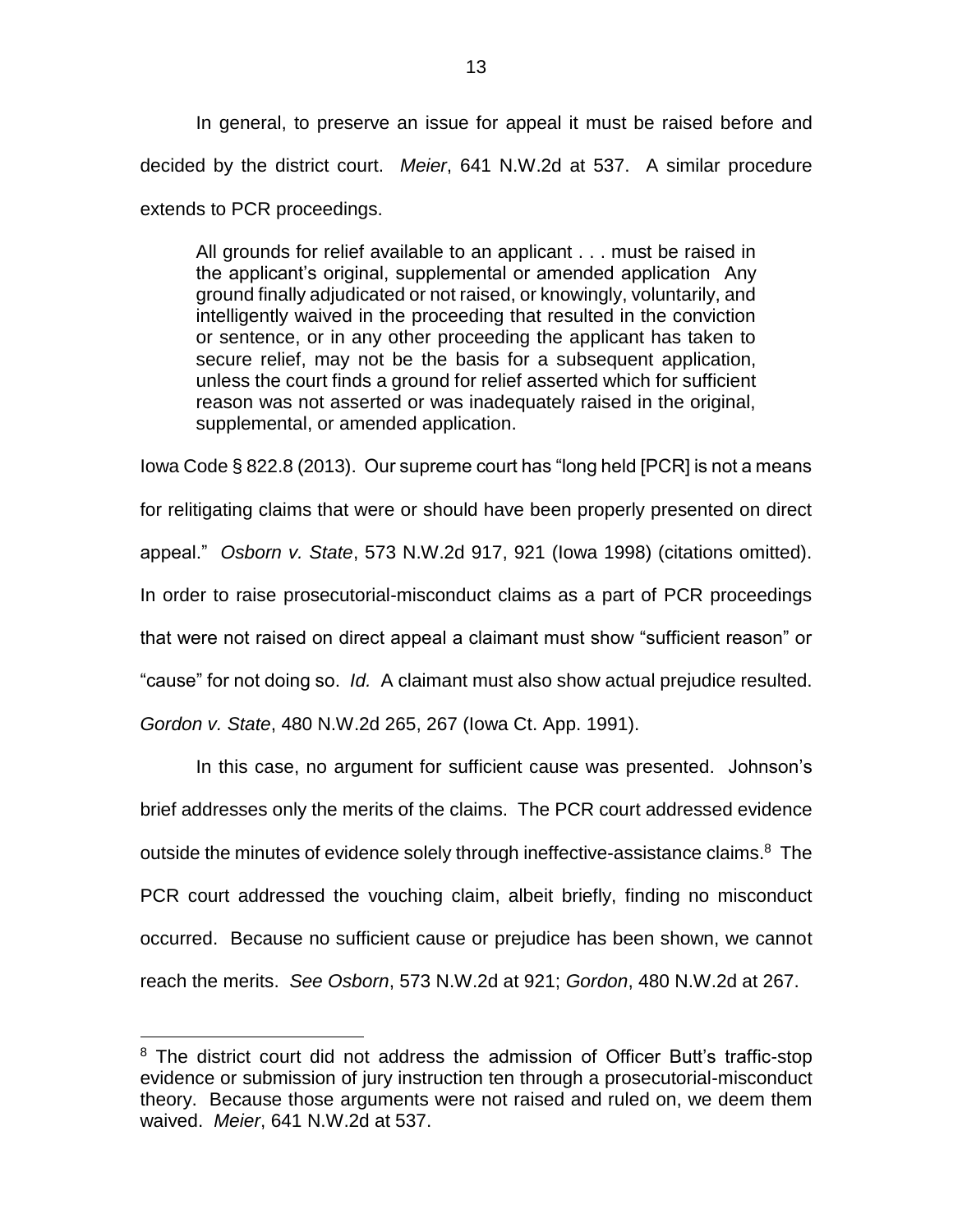In general, to preserve an issue for appeal it must be raised before and decided by the district court. *Meier*, 641 N.W.2d at 537. A similar procedure extends to PCR proceedings.

> All grounds for relief available to an applicant . . . must be raised in the applicant's original, supplemental or amended application Any ground finally adjudicated or not raised, or knowingly, voluntarily, and intelligently waived in the proceeding that resulted in the conviction or sentence, or in any other proceeding the applicant has taken to secure relief, may not be the basis for a subsequent application, unless the court finds a ground for relief asserted which for sufficient reason was not asserted or was inadequately raised in the original, supplemental, or amended application.

Iowa Code § 822.8 (2013). Our supreme court has "long held [PCR] is not a means for relitigating claims that were or should have been properly presented on direct appeal." *Osborn v. State*, 573 N.W.2d 917, 921 (Iowa 1998) (citations omitted). In order to raise prosecutorial-misconduct claims as a part of PCR proceedings that were not raised on direct appeal a claimant must show "sufficient reason" or "cause" for not doing so. *Id.* A claimant must also show actual prejudice resulted. *Gordon v. State*, 480 N.W.2d 265, 267 (Iowa Ct. App. 1991).

In this case, no argument for sufficient cause was presented. Johnson's brief addresses only the merits of the claims. The PCR court addressed evidence outside the minutes of evidence solely through ineffective-assistance claims.[8] The PCR court addressed the vouching claim, albeit briefly, finding no misconduct occurred. Because no sufficient cause or prejudice has been shown, we cannot reach the merits. *See Osborn*, 573 N.W.2d at 921; *Gordon*, 480 N.W.2d at 267.

---

[8] The district court did not address the admission of Officer Butt's traffic-stop evidence or submission of jury instruction ten through a prosecutorial-misconduct theory. Because those arguments were not raised and ruled on, we deem them waived. *Meier*, 641 N.W.2d at 537.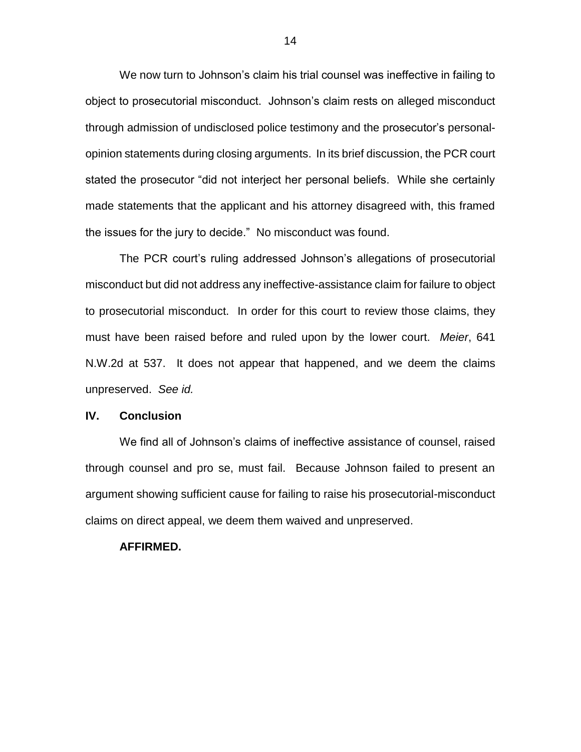We now turn to Johnson's claim his trial counsel was ineffective in failing to object to prosecutorial misconduct. Johnson's claim rests on alleged misconduct through admission of undisclosed police testimony and the prosecutor's personal-opinion statements during closing arguments. In its brief discussion, the PCR court stated the prosecutor "did not interject her personal beliefs. While she certainly made statements that the applicant and his attorney disagreed with, this framed the issues for the jury to decide." No misconduct was found.

The PCR court's ruling addressed Johnson's allegations of prosecutorial misconduct but did not address any ineffective-assistance claim for failure to object to prosecutorial misconduct. In order for this court to review those claims, they must have been raised before and ruled upon by the lower court. *Meier*, 641 N.W.2d at 537. It does not appear that happened, and we deem the claims unpreserved. *See id.*

## IV. Conclusion

We find all of Johnson's claims of ineffective assistance of counsel, raised through counsel and pro se, must fail. Because Johnson failed to present an argument showing sufficient cause for failing to raise his prosecutorial-misconduct claims on direct appeal, we deem them waived and unpreserved.

**AFFIRMED.**